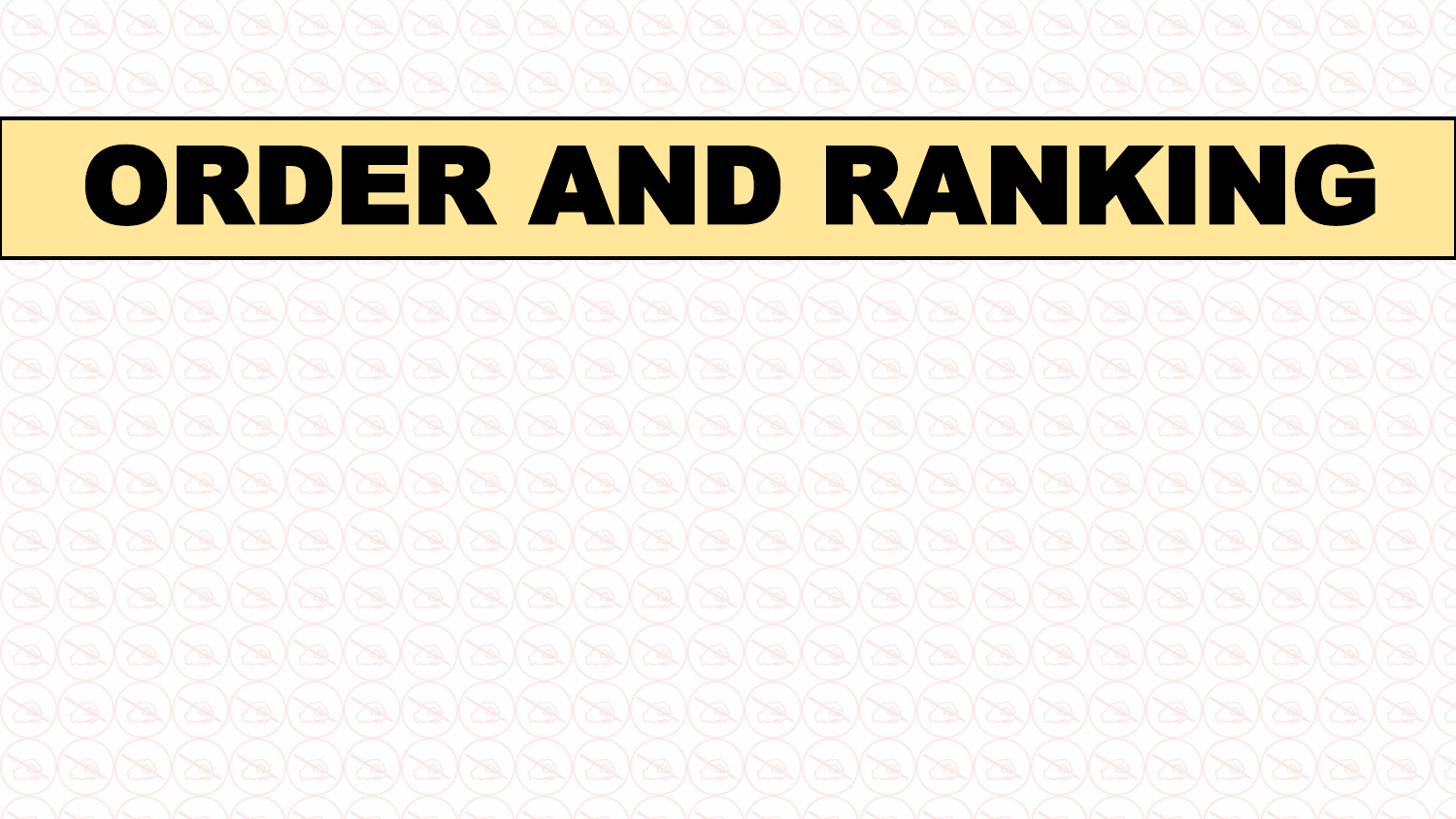# ORDER AND RANKING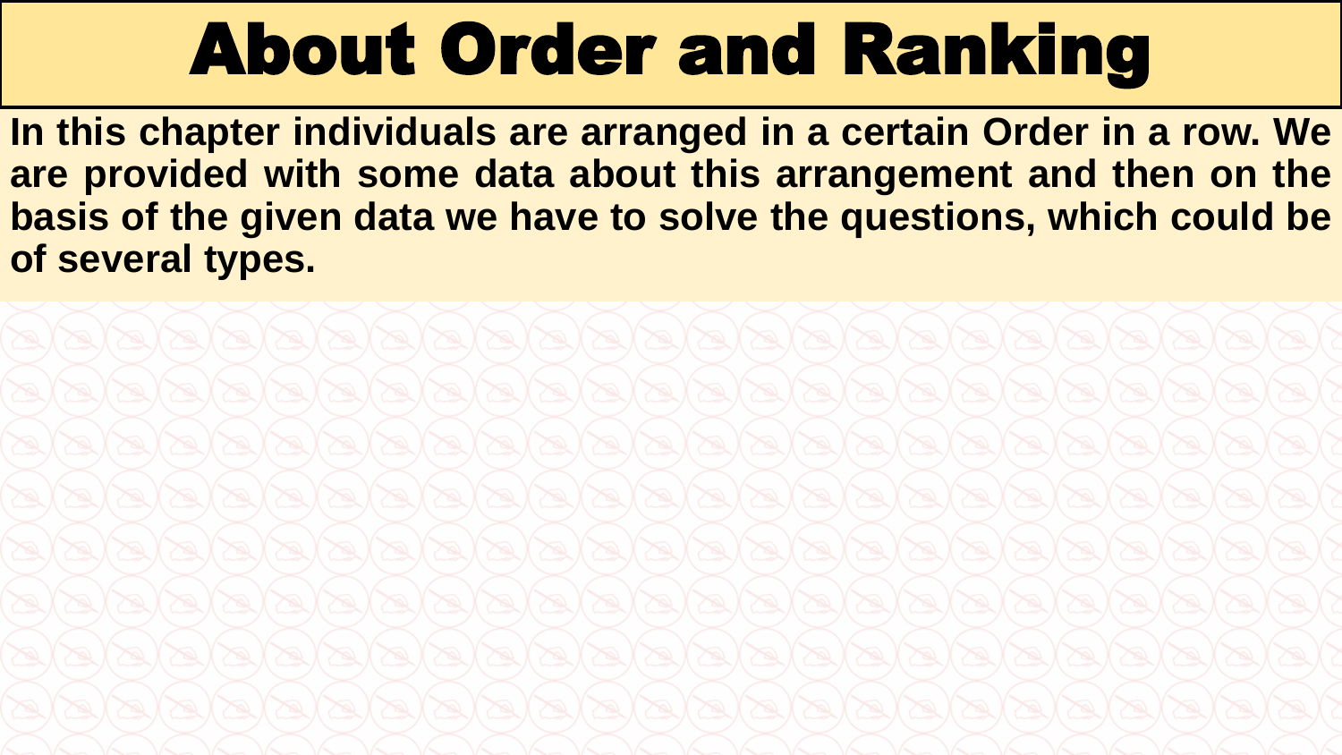# About Order and Ranking

**In this chapter individuals are arranged in a certain Order in a row. We are provided with some data about this arrangement and then on the basis of the given data we have to solve the questions, which could be of several types.**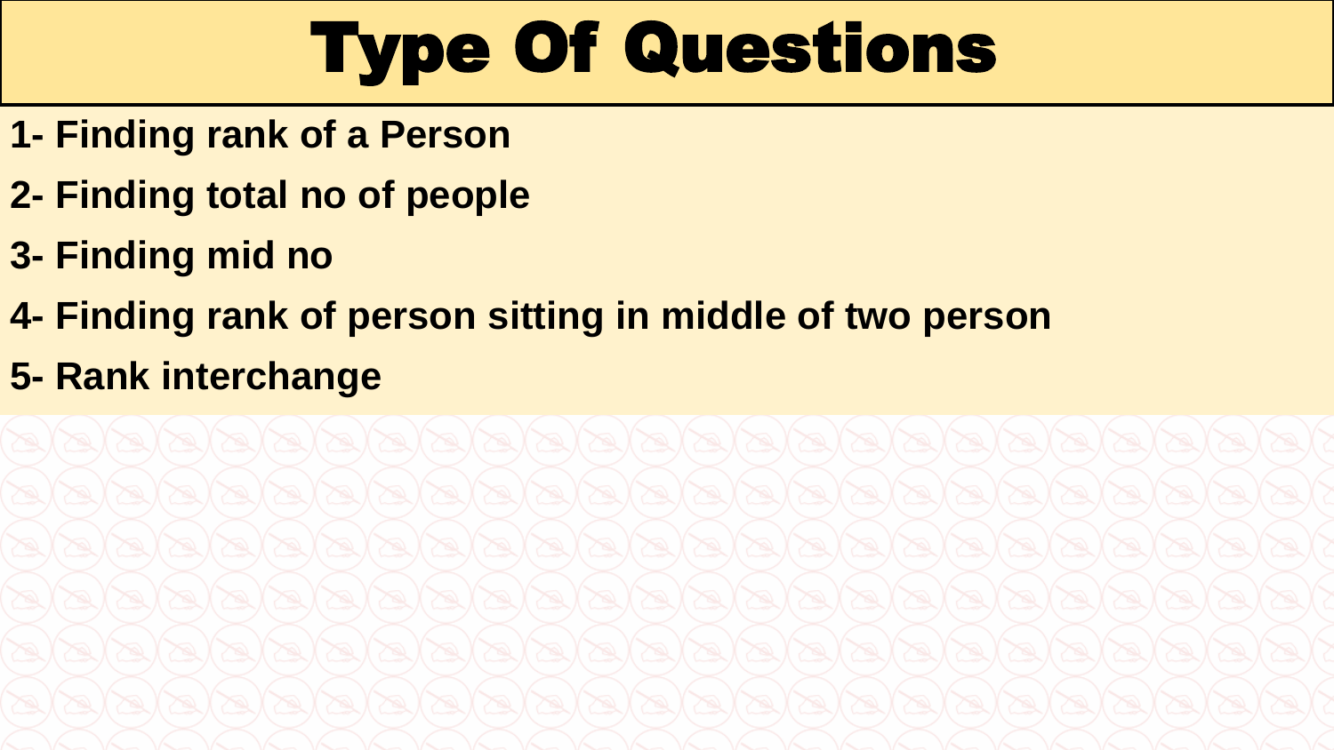# Type Of Questions

**1- Finding rank of a Person**

**2- Finding total no of people**

**3- Finding mid no**

**4- Finding rank of person sitting in middle of two person**

**5- Rank interchange**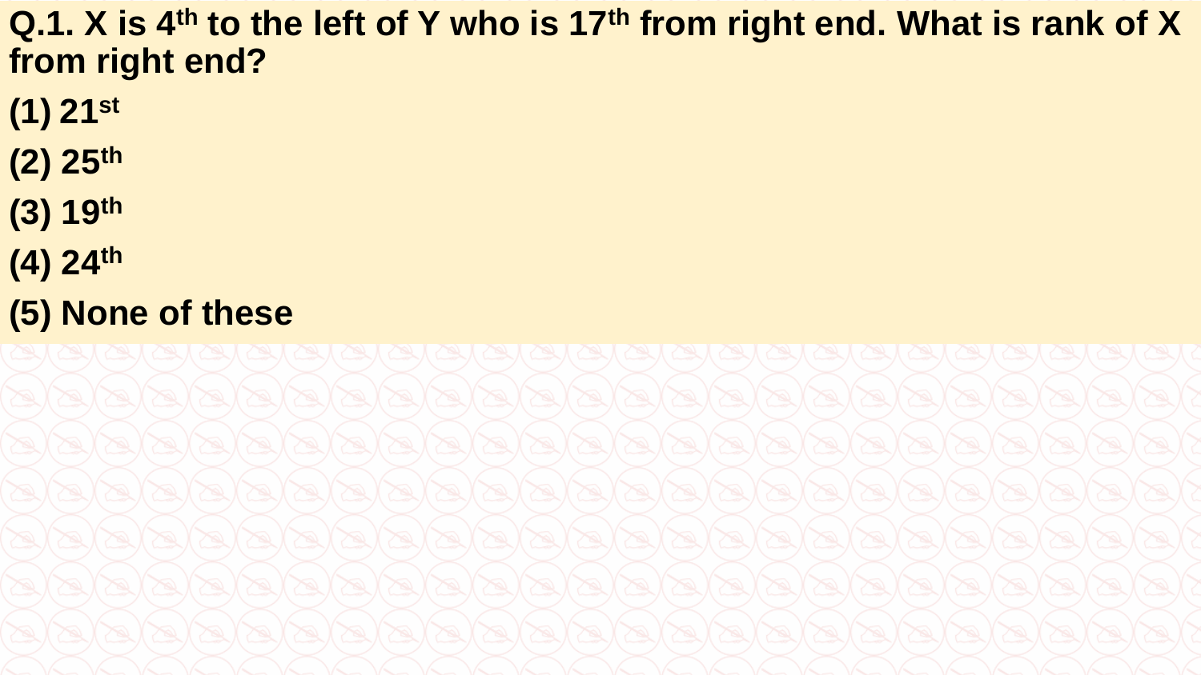**Q.1. X is 4th to the left of Y who is 17th from right end. What is rank of X from right end?**

**(1) 21st**

**(2) 25th**

**(3) 19th**

**(4) 24th**

**(5) None of these**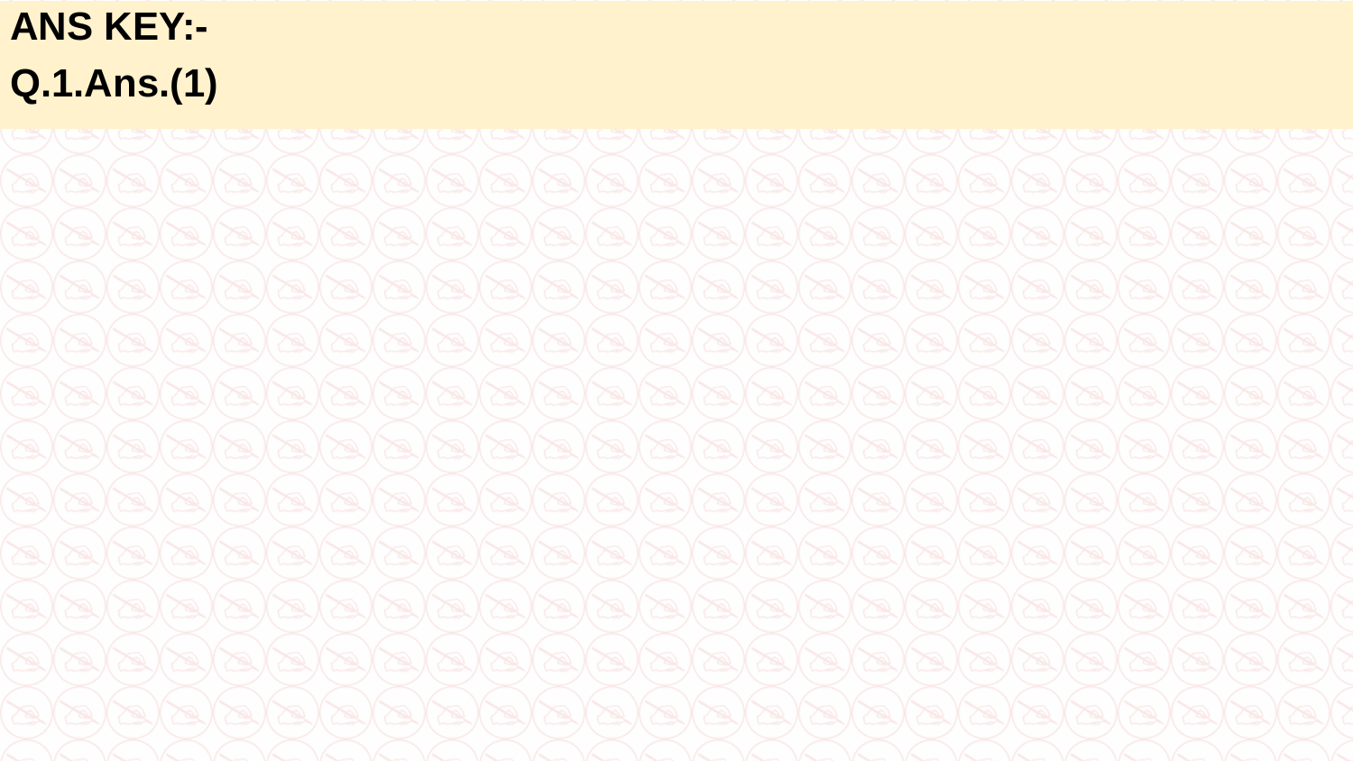**ANS KEY:-**

**Q.1.Ans.(1)**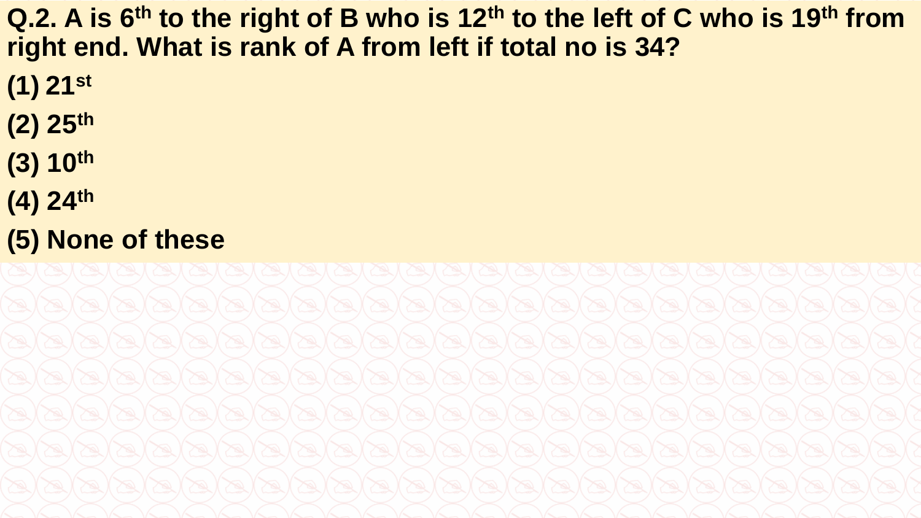**Q.2. A is 6th to the right of B who is 12th to the left of C who is 19th from right end. What is rank of A from left if total no is 34?**

**(1) 21st**

**(2) 25th**

**(3) 10th**

**(4) 24th**

**(5) None of these**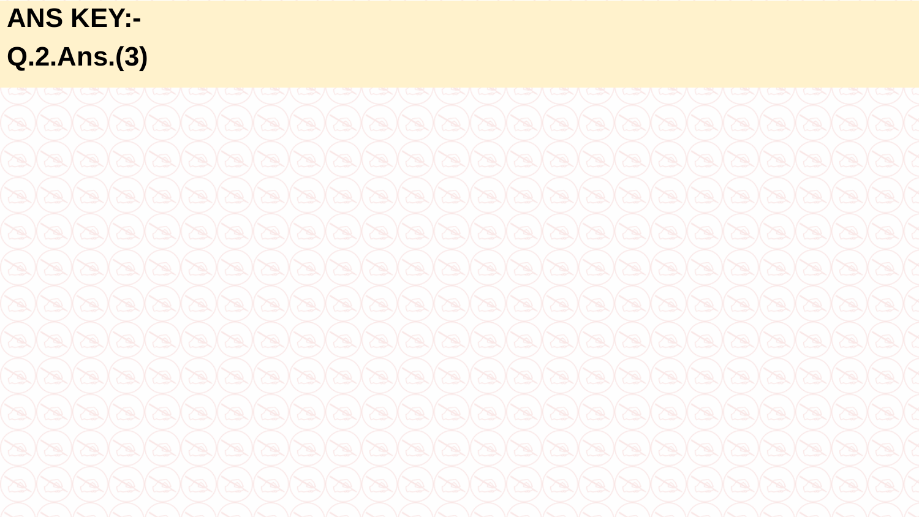**ANS KEY:-**

**Q.2.Ans.(3)**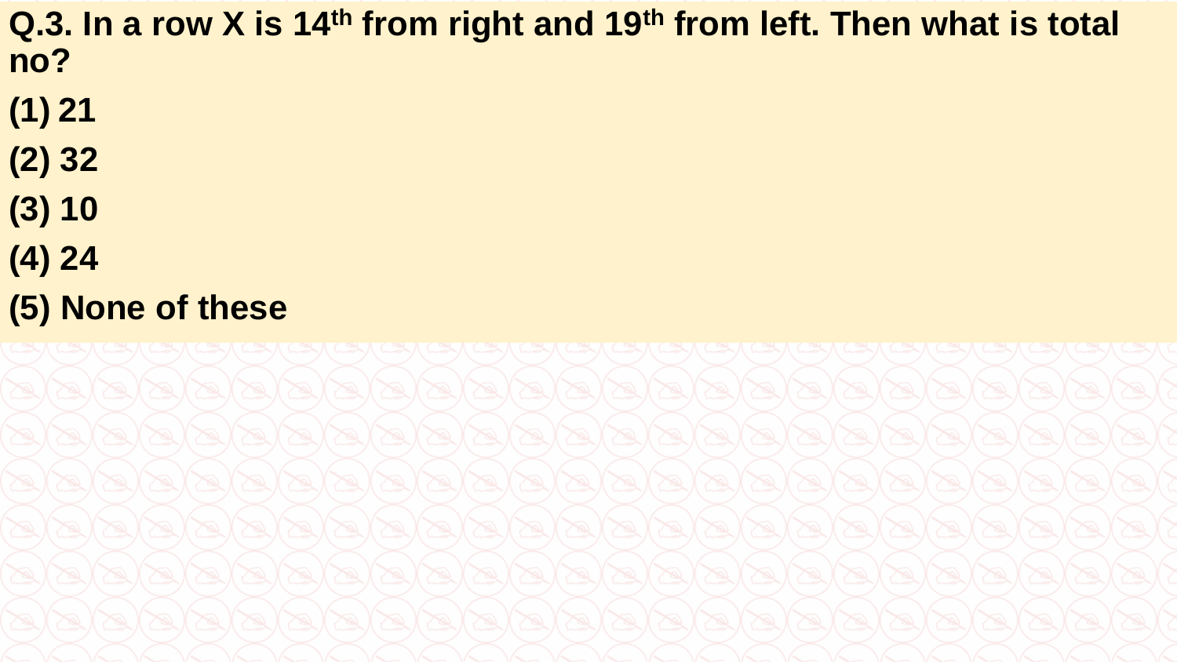**Q.3. In a row X is 14th from right and 19th from left. Then what is total no?**

**(1) 21**

**(2) 32**

**(3) 10**

**(4) 24**

**(5) None of these**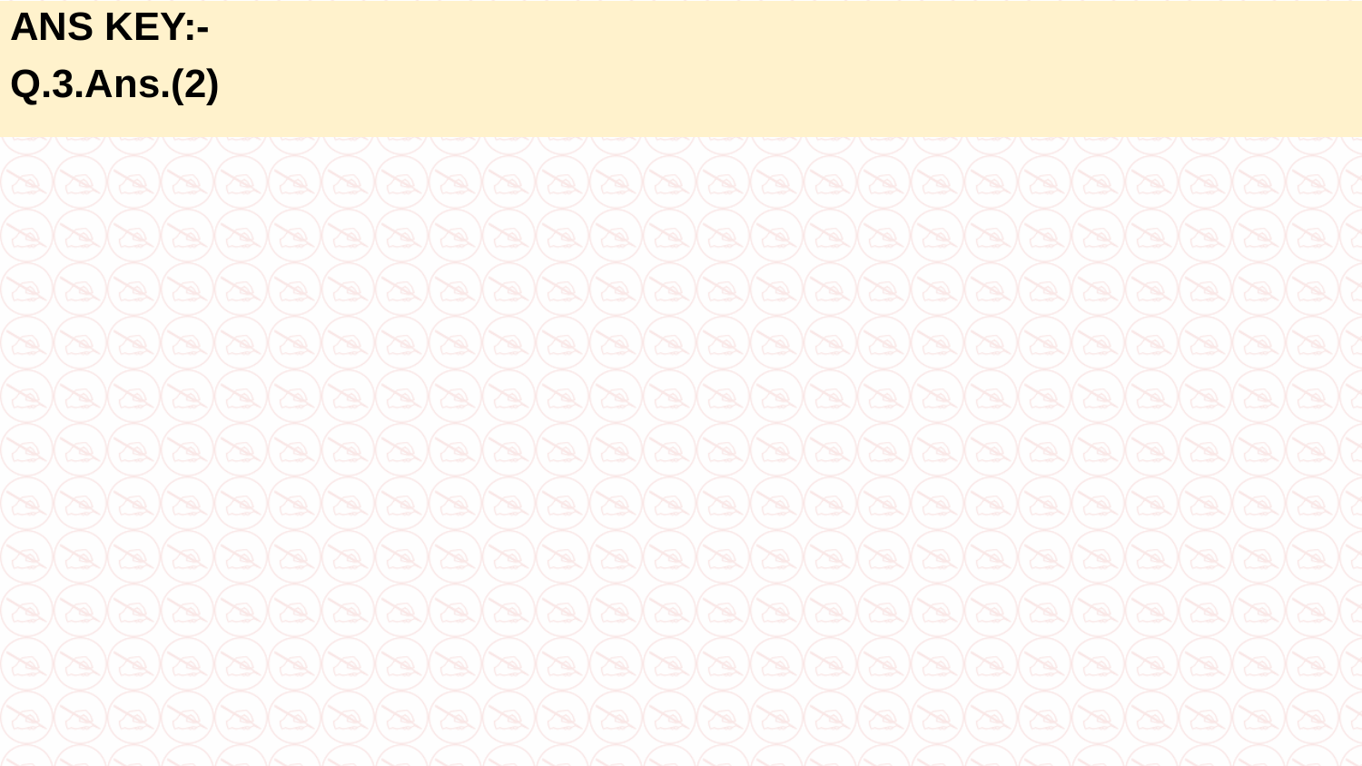**ANS KEY:-**

**Q.3.Ans.(2)**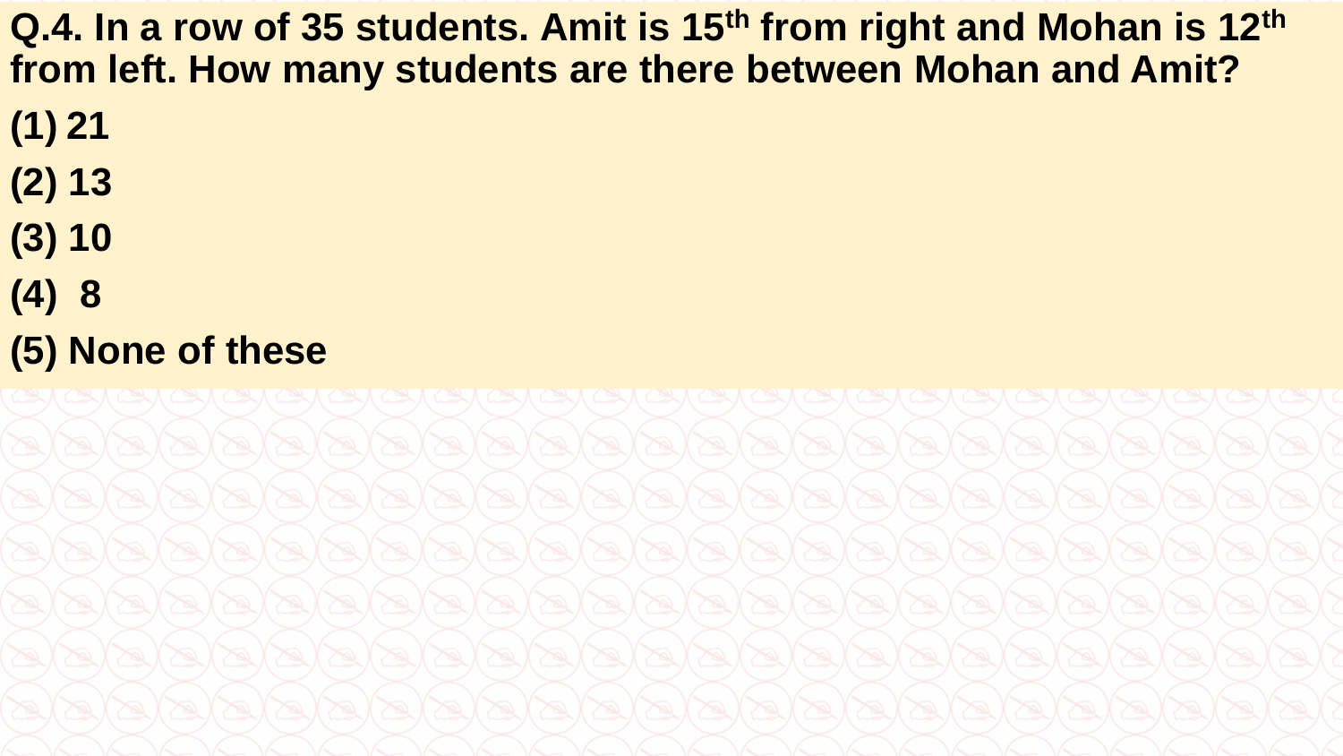**Q.4. In a row of 35 students. Amit is $15^{th}$ from right and Mohan is $12^{th}$ from left. How many students are there between Mohan and Amit?**

**(1) 21**

**(2) 13**

**(3) 10**

**(4) 8**

**(5) None of these**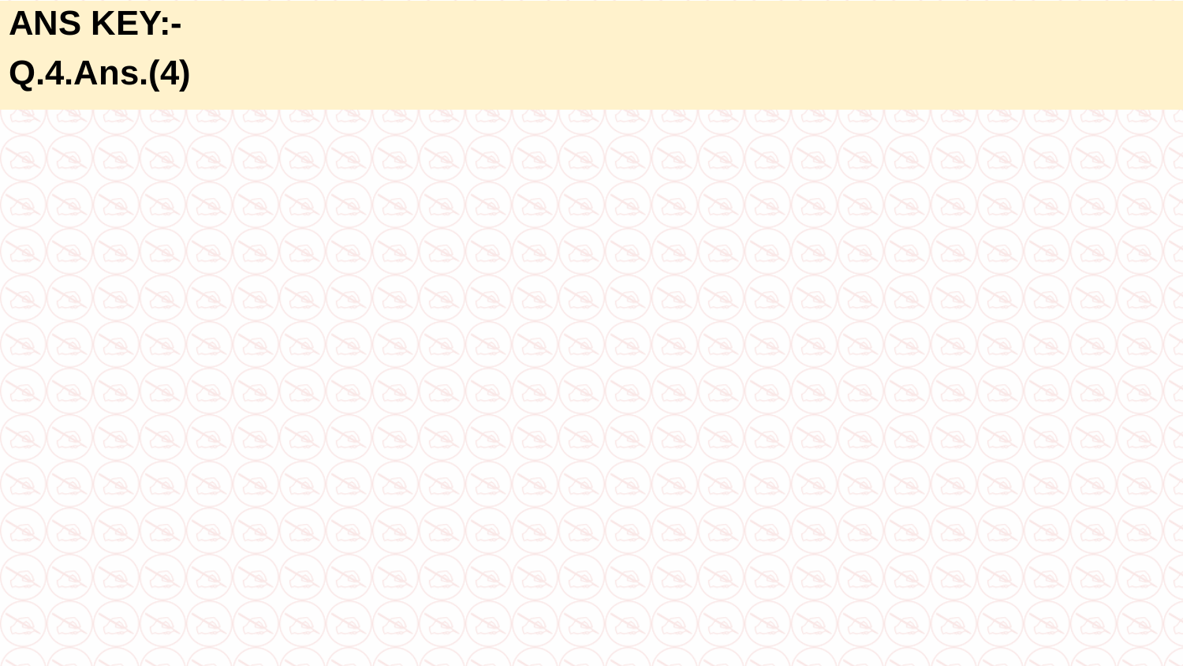**ANS KEY:-**

**Q.4.Ans.(4)**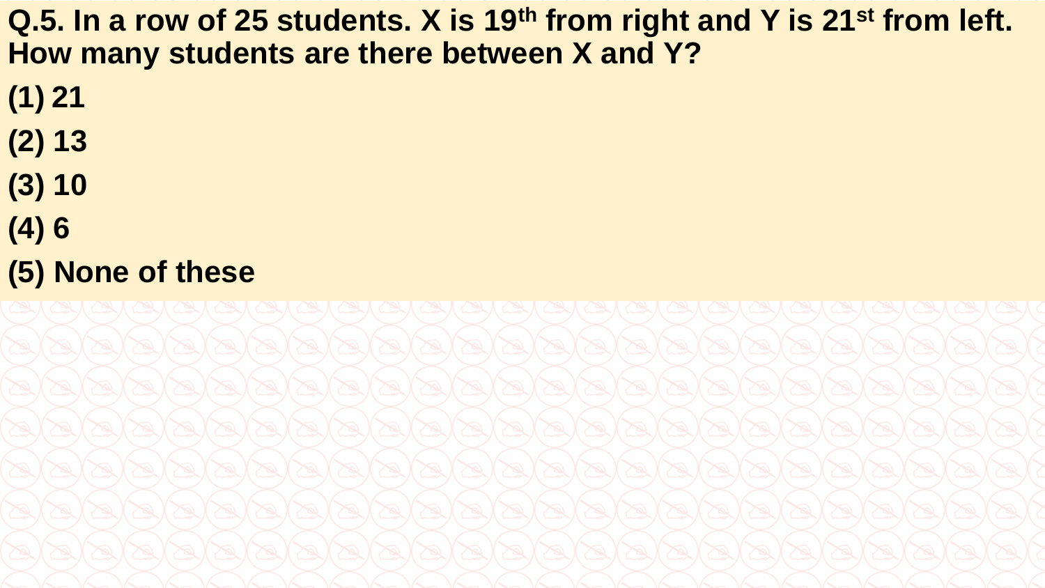**Q.5. In a row of 25 students. X is 19th from right and Y is 21st from left. How many students are there between X and Y?**

**(1) 21**

**(2) 13**

**(3) 10**

**(4) 6**

**(5) None of these**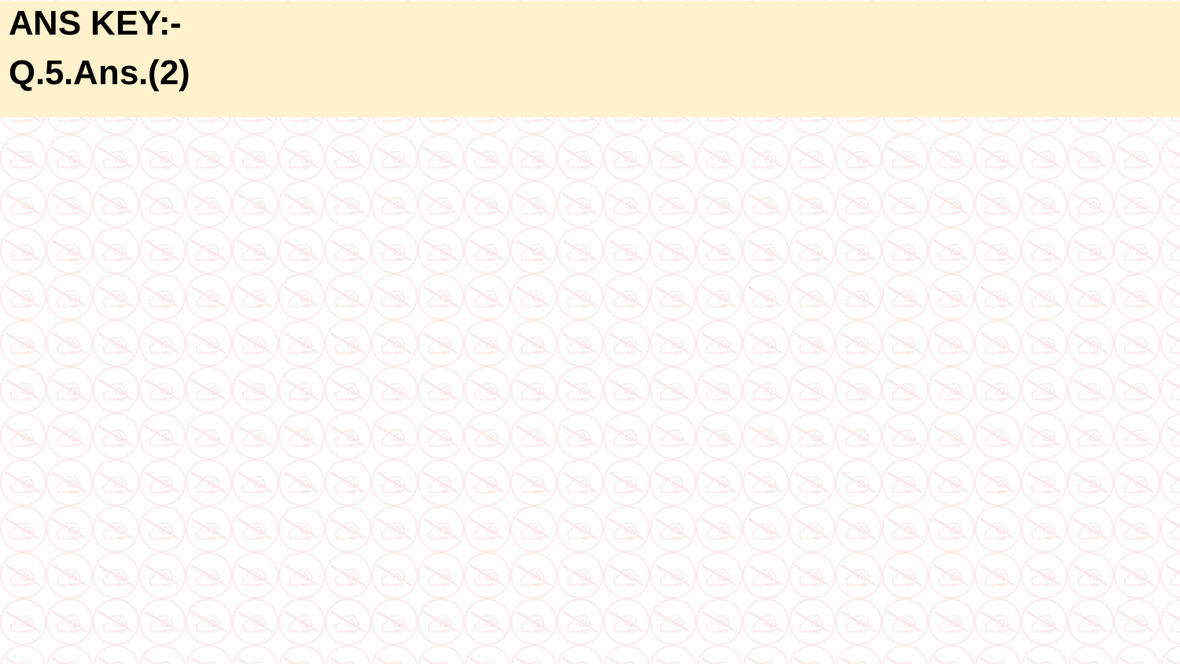**ANS KEY:-**

**Q.5.Ans.(2)**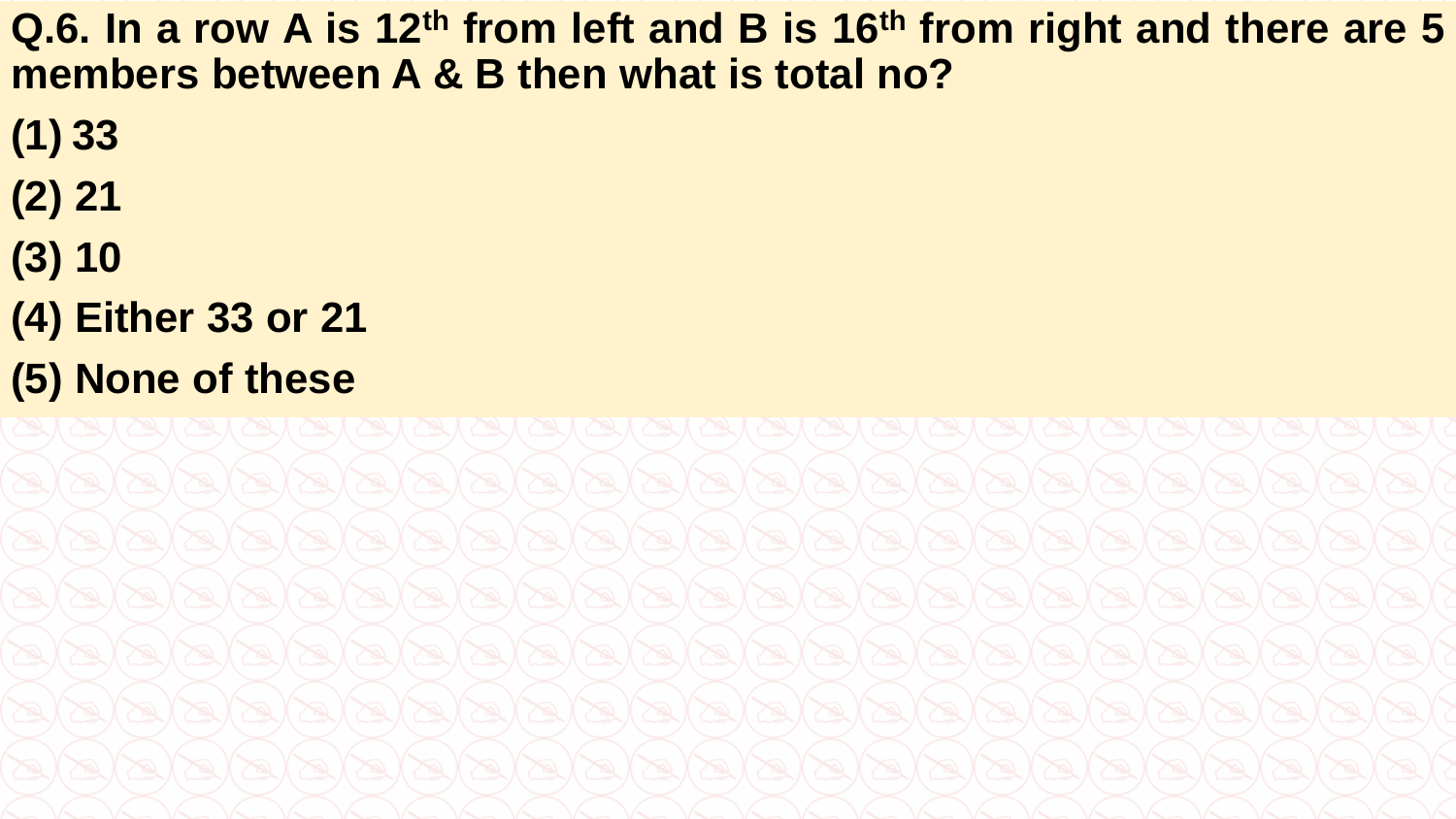**Q.6. In a row A is 12$^{th}$ from left and B is 16$^{th}$ from right and there are 5 members between A & B then what is total no?**

**(1) 33**

**(2) 21**

**(3) 10**

**(4) Either 33 or 21**

**(5) None of these**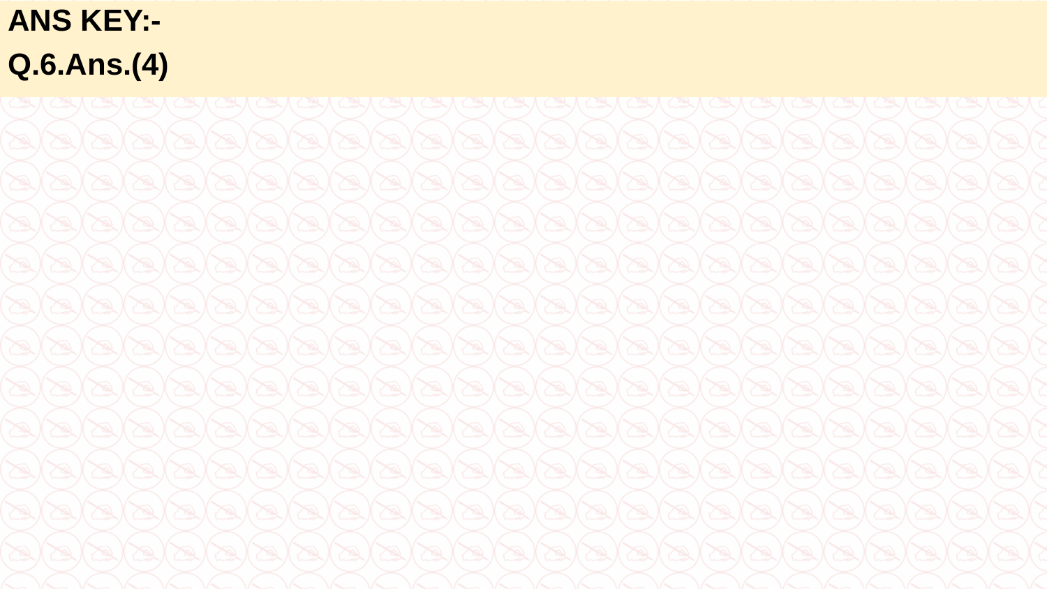**ANS KEY:-**

**Q.6.Ans.(4)**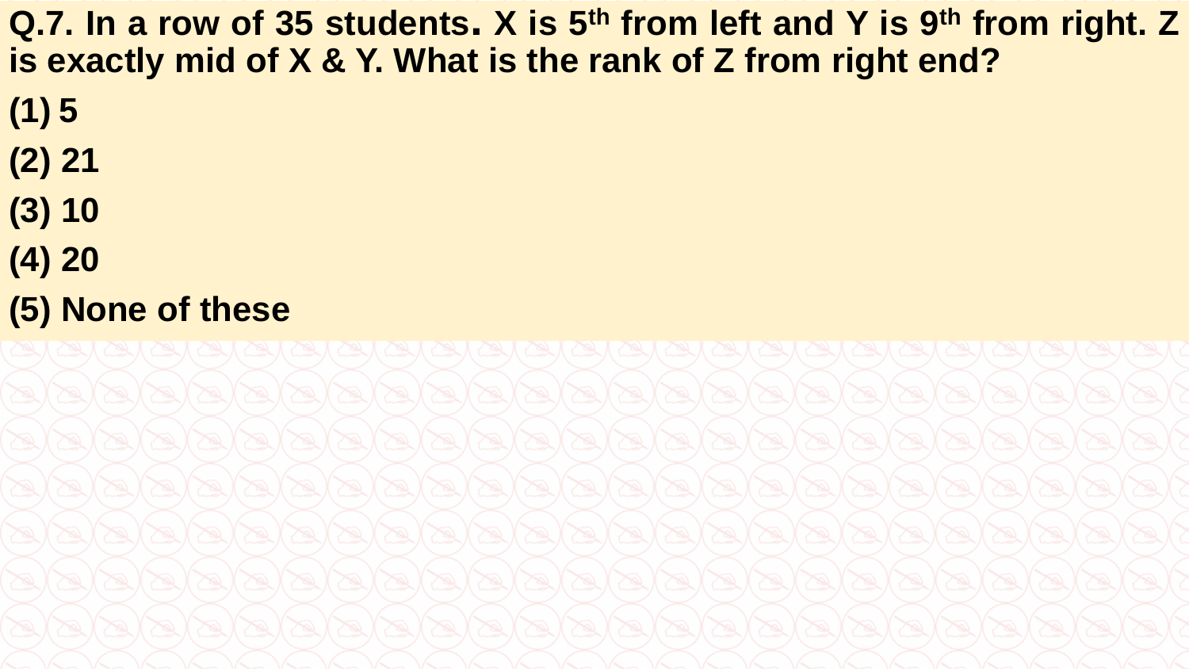**Q.7. In a row of 35 students. X is $5^{th}$ from left and Y is $9^{th}$ from right. Z is exactly mid of X & Y. What is the rank of Z from right end?**

**(1) 5**

**(2) 21**

**(3) 10**

**(4) 20**

**(5) None of these**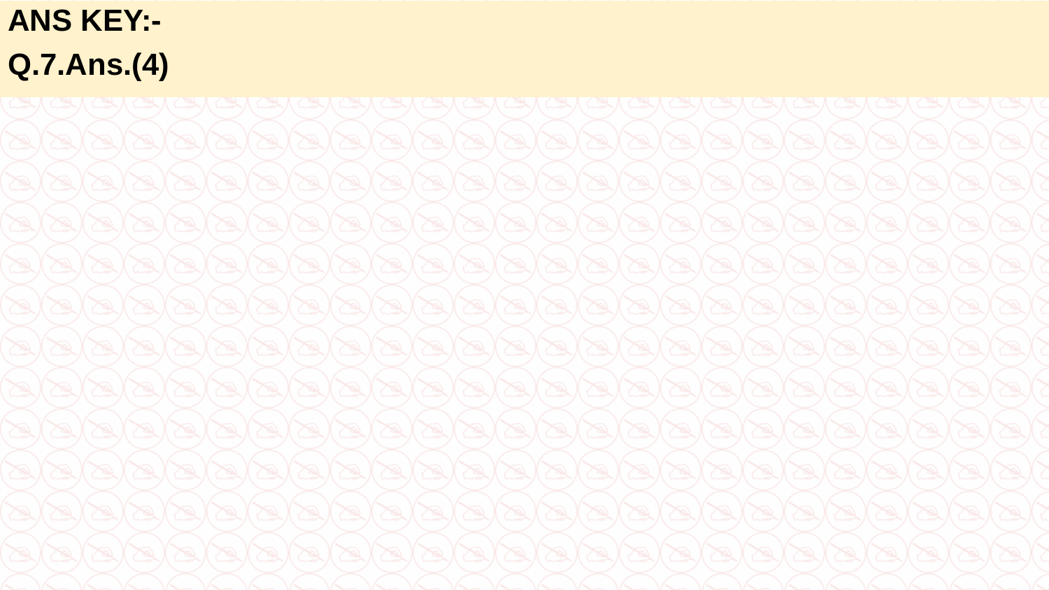**ANS KEY:-**

**Q.7.Ans.(4)**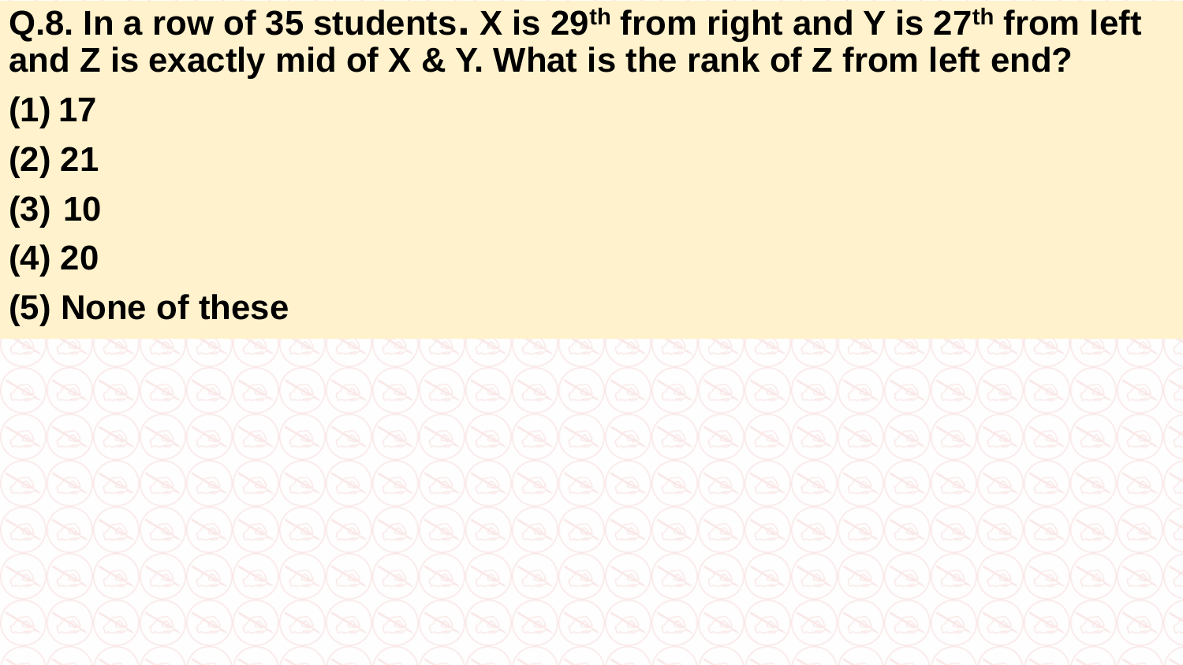**Q.8. In a row of 35 students. X is 29th from right and Y is 27th from left and Z is exactly mid of X & Y. What is the rank of Z from left end?**

**(1) 17**

**(2) 21**

**(3) 10**

**(4) 20**

**(5) None of these**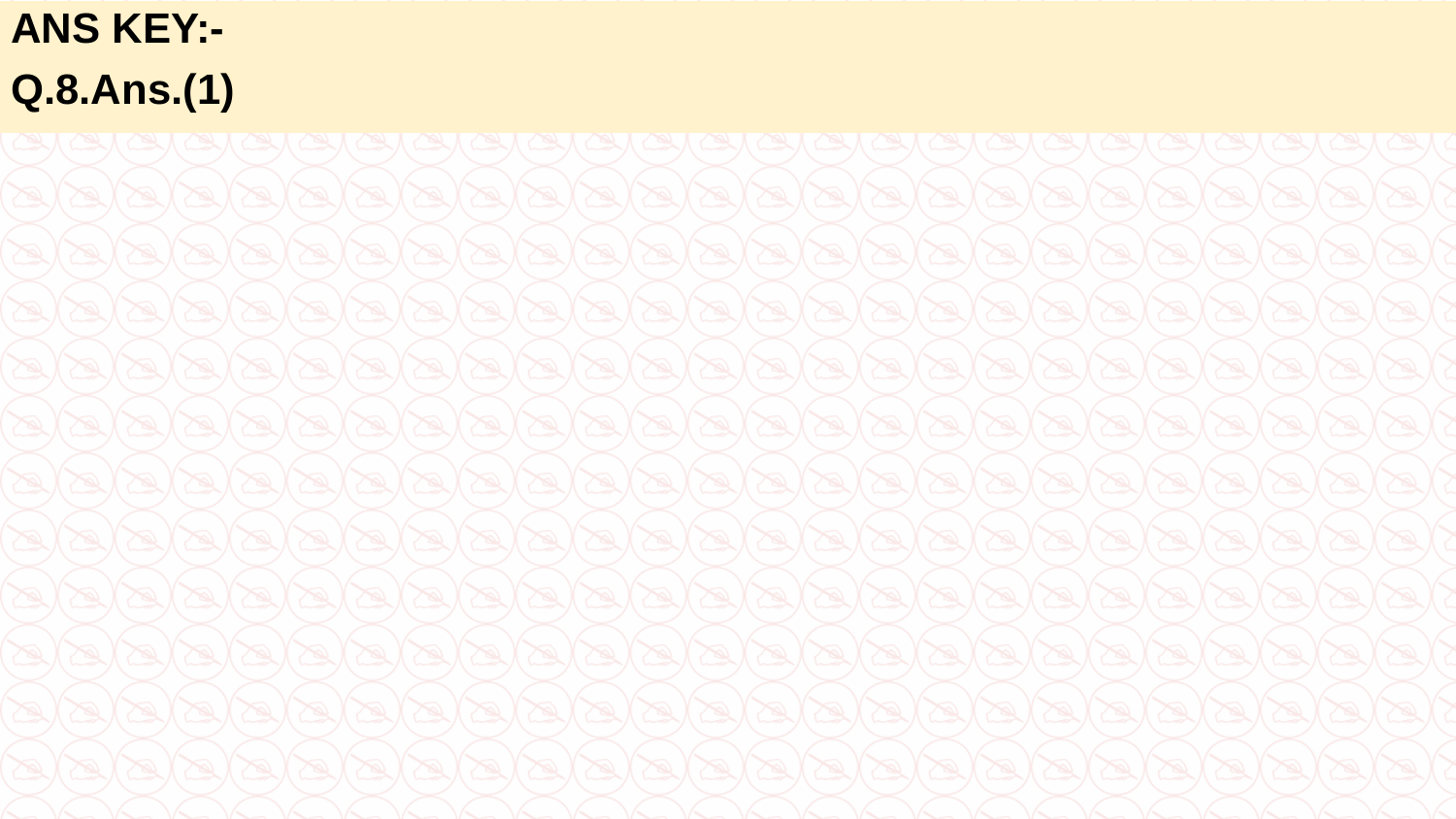**ANS KEY:-**

**Q.8.Ans.(1)**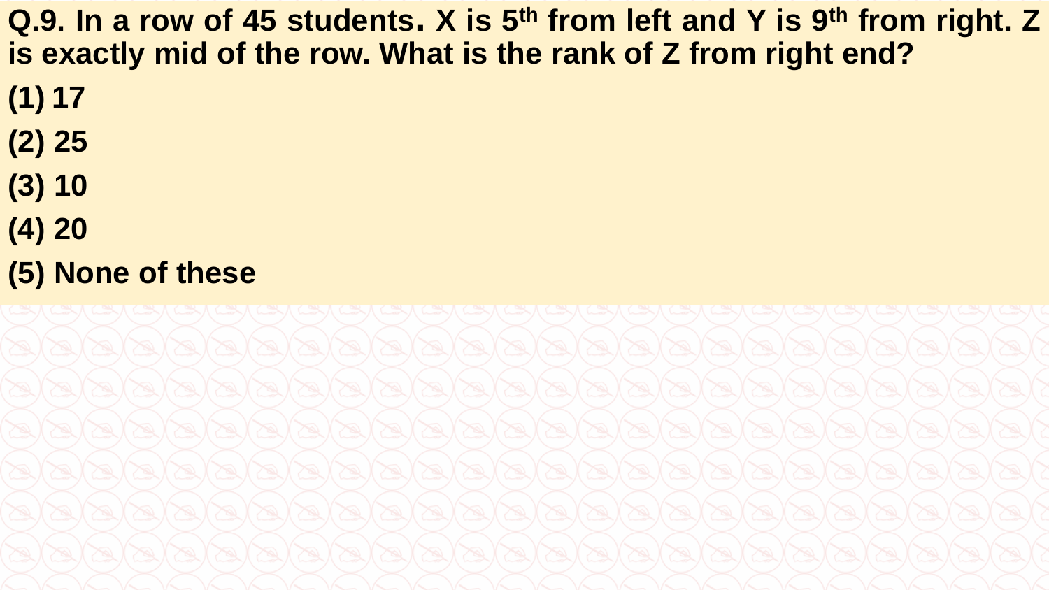**Q.9. In a row of 45 students. X is 5$^{th}$ from left and Y is 9$^{th}$ from right. Z is exactly mid of the row. What is the rank of Z from right end?**

**(1) 17**

**(2) 25**

**(3) 10**

**(4) 20**

**(5) None of these**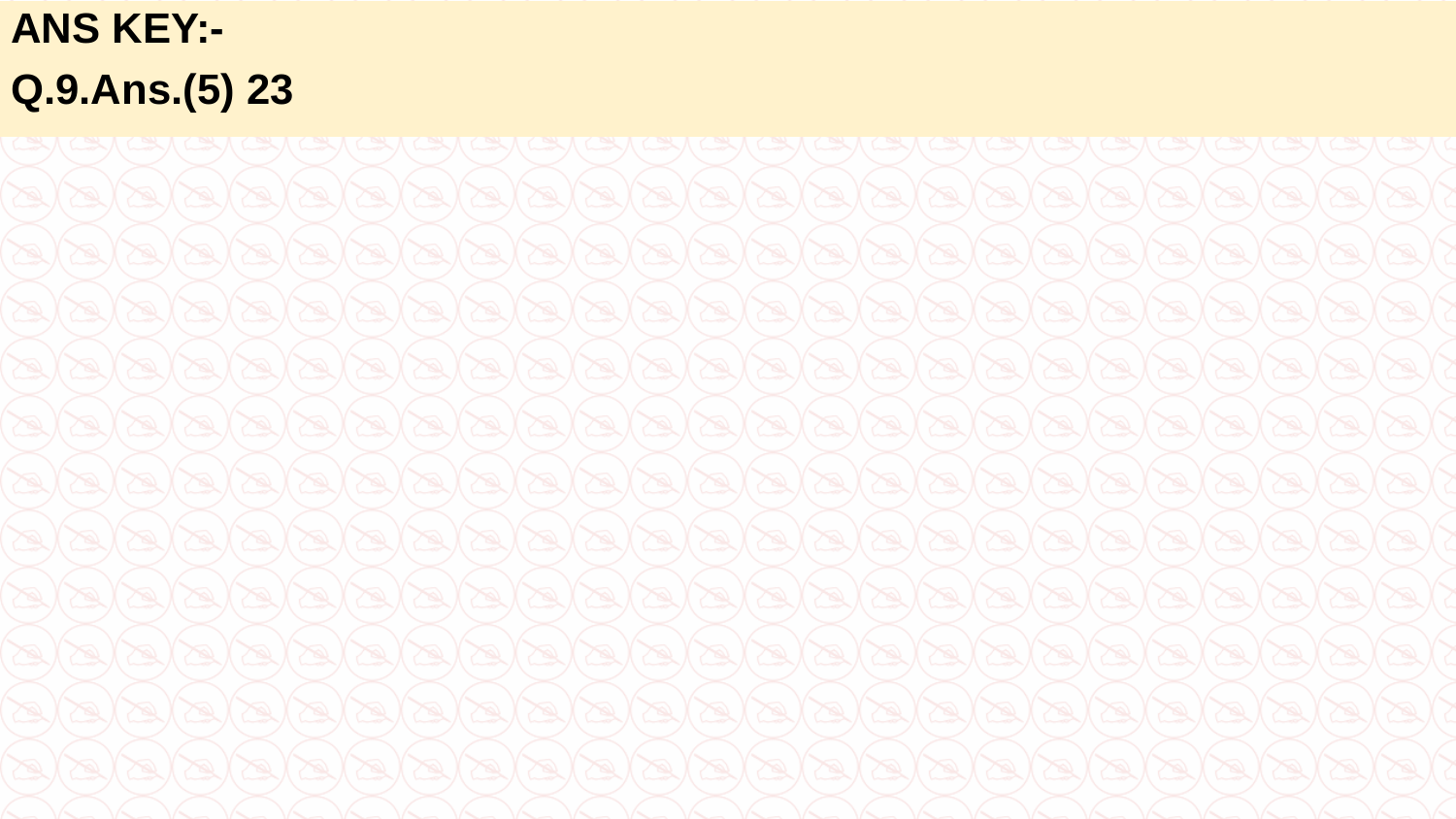**ANS KEY:-**

**Q.9.Ans.(5) 23**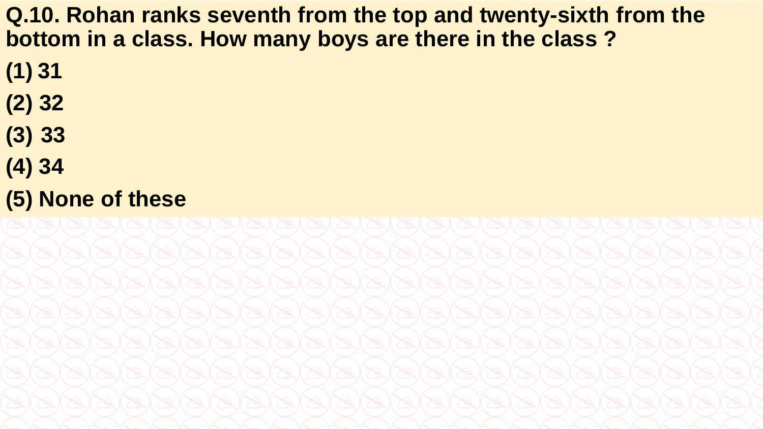**Q.10. Rohan ranks seventh from the top and twenty-sixth from the bottom in a class. How many boys are there in the class ?**

**(1) 31**

**(2) 32**

**(3) 33**

**(4) 34**

**(5) None of these**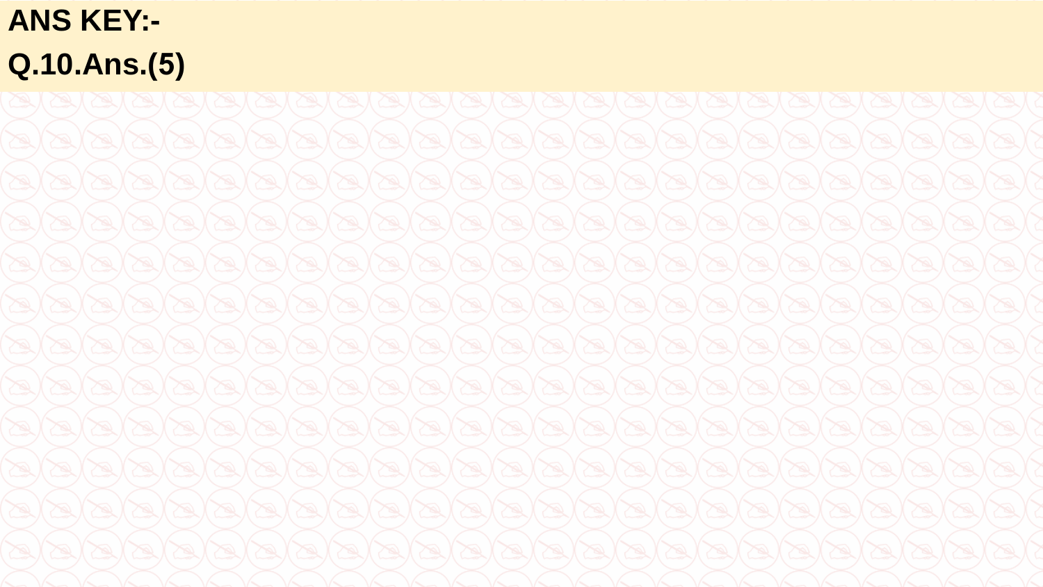**ANS KEY:-**

**Q.10.Ans.(5)**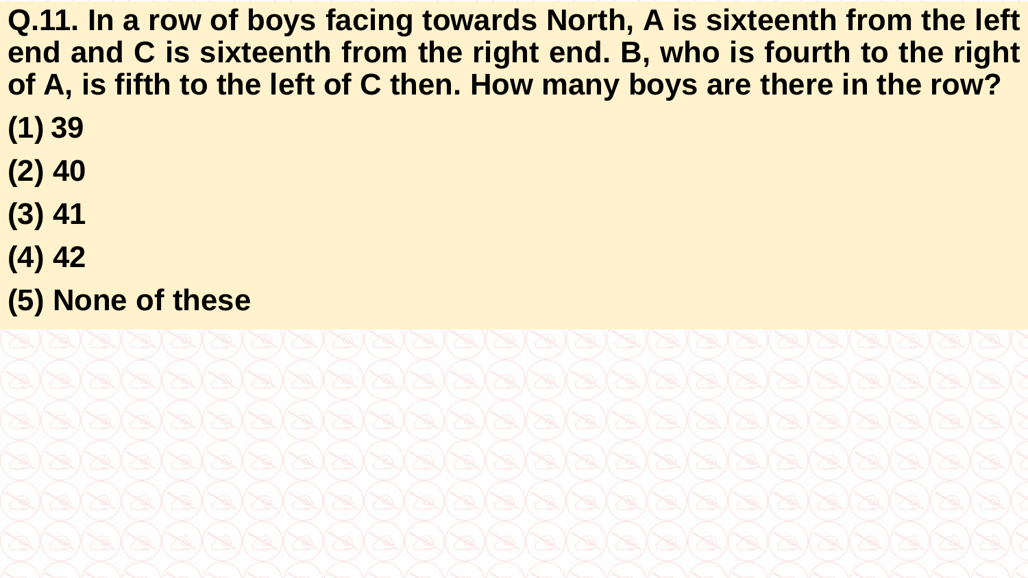**Q.11. In a row of boys facing towards North, A is sixteenth from the left end and C is sixteenth from the right end. B, who is fourth to the right of A, is fifth to the left of C then. How many boys are there in the row?**

**(1) 39**

**(2) 40**

**(3) 41**

**(4) 42**

**(5) None of these**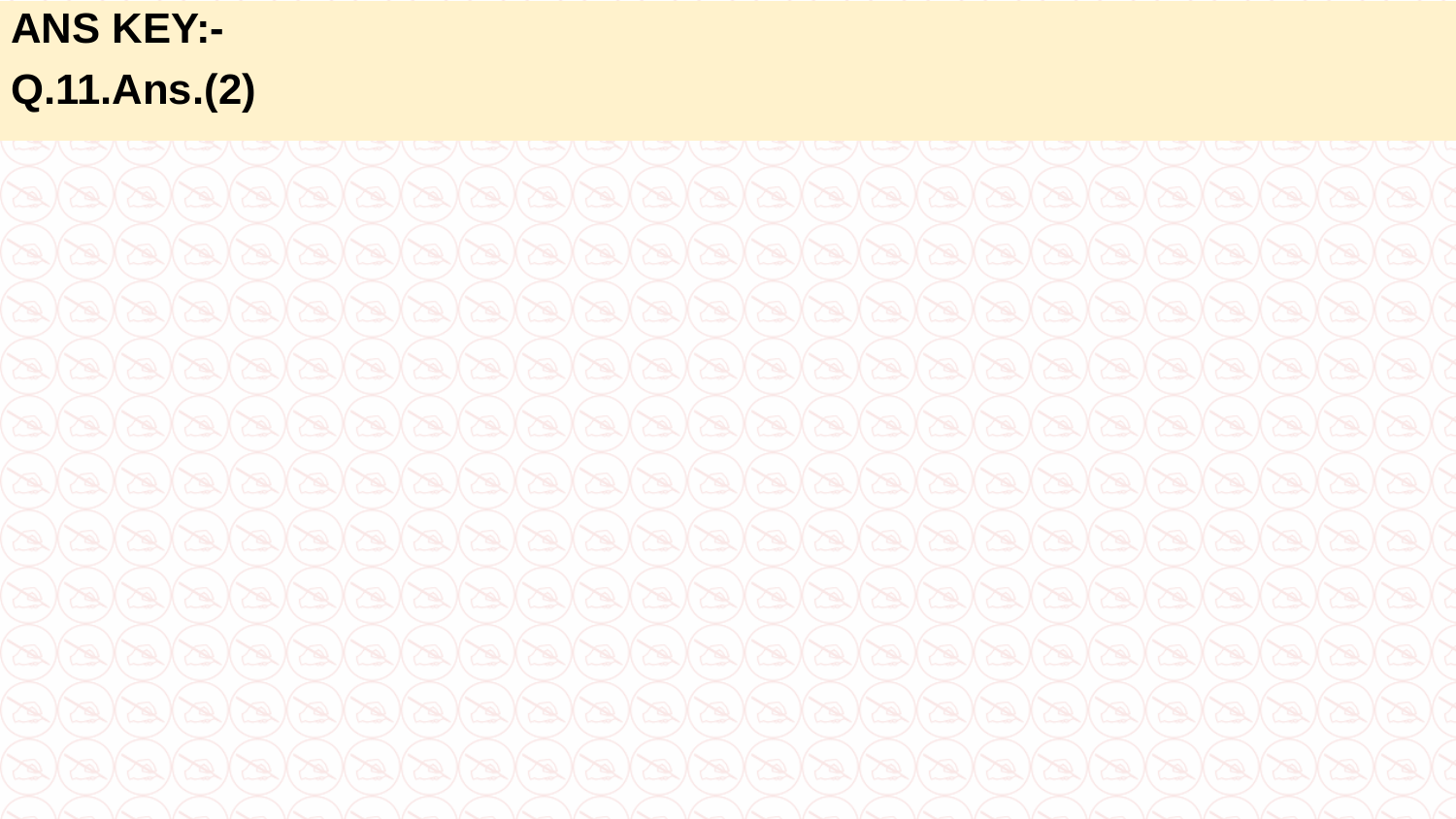**ANS KEY:-**

**Q.11.Ans.(2)**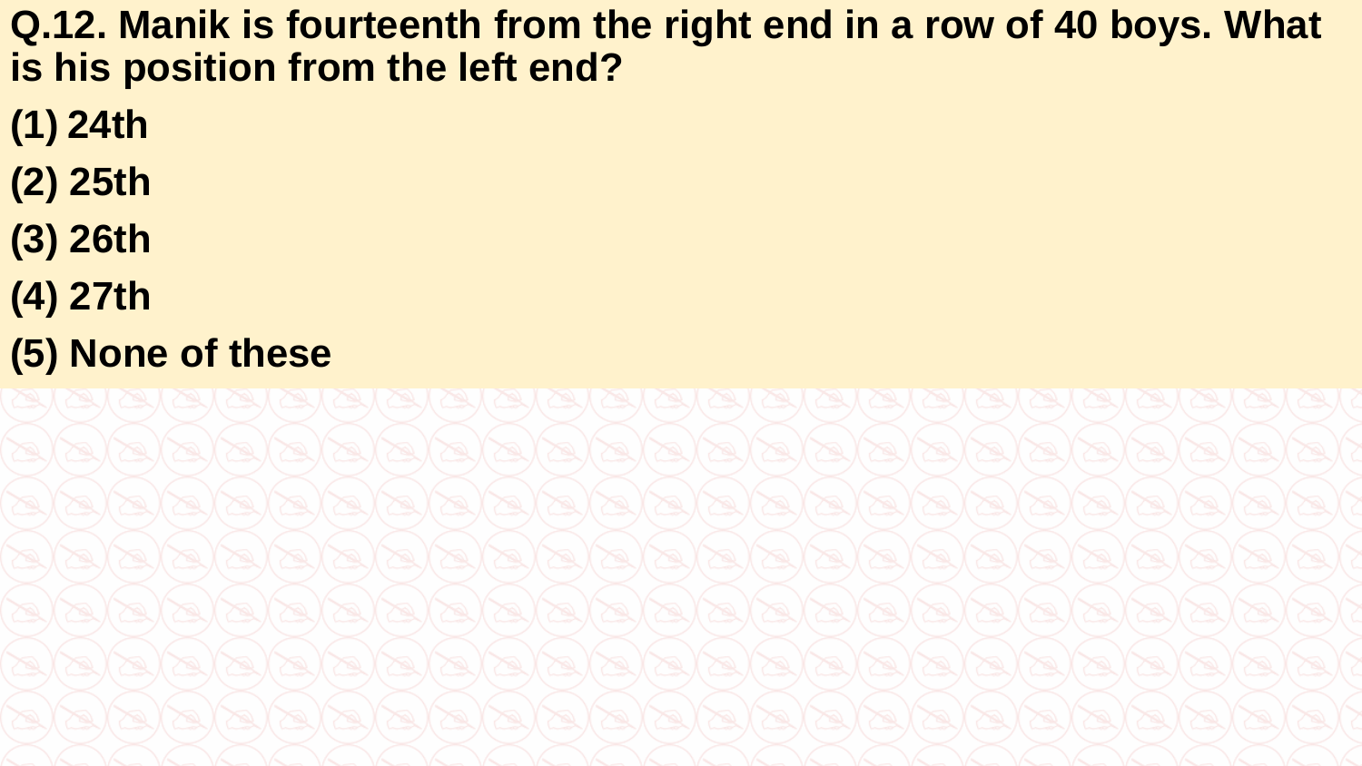**Q.12. Manik is fourteenth from the right end in a row of 40 boys. What is his position from the left end?**

**(1) 24th**

**(2) 25th**

**(3) 26th**

**(4) 27th**

**(5) None of these**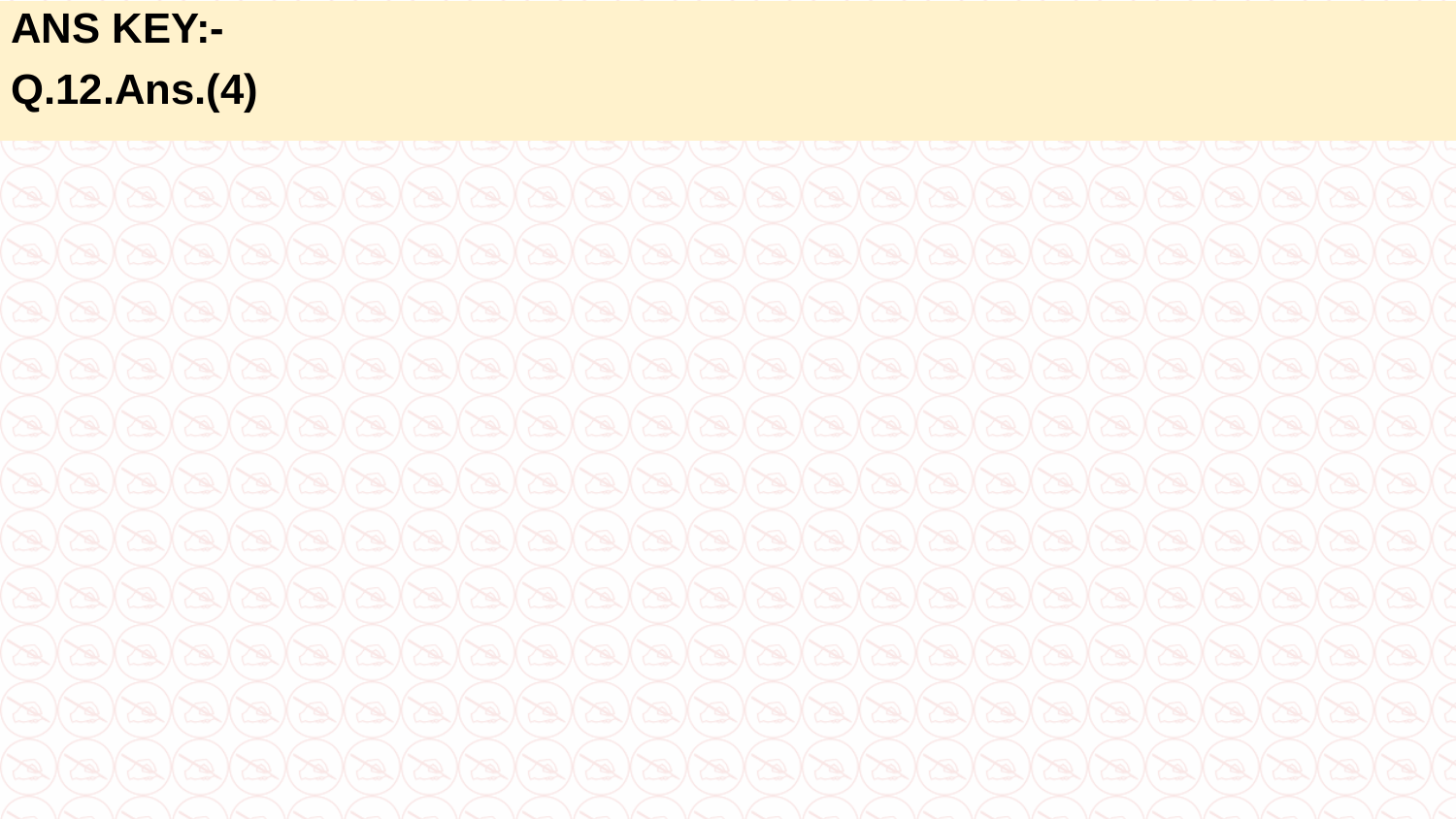**ANS KEY:-**

**Q.12.Ans.(4)**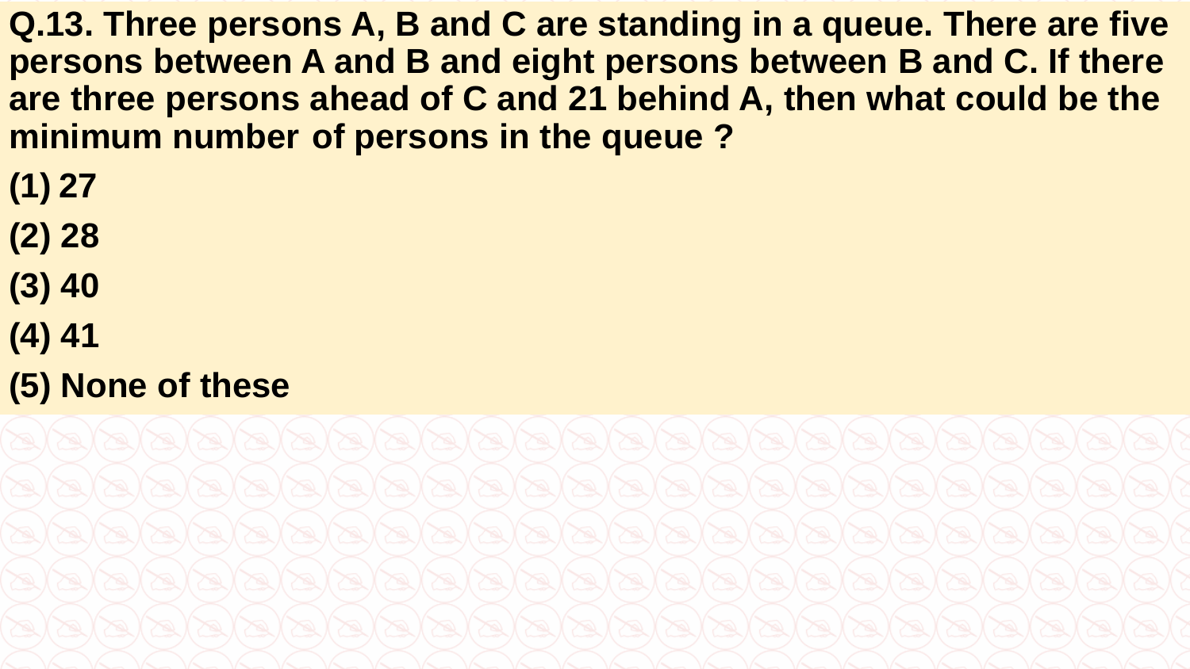**Q.13. Three persons A, B and C are standing in a queue. There are five persons between A and B and eight persons between B and C. If there are three persons ahead of C and 21 behind A, then what could be the minimum number of persons in the queue ?**

**(1) 27**

**(2) 28**

**(3) 40**

**(4) 41**

**(5) None of these**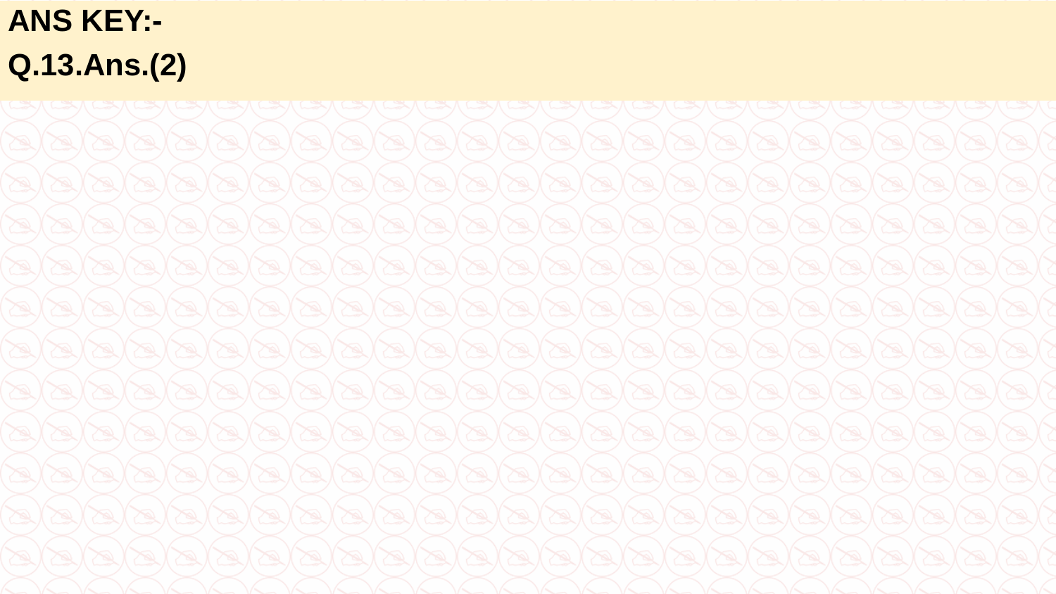**ANS KEY:-**

**Q.13.Ans.(2)**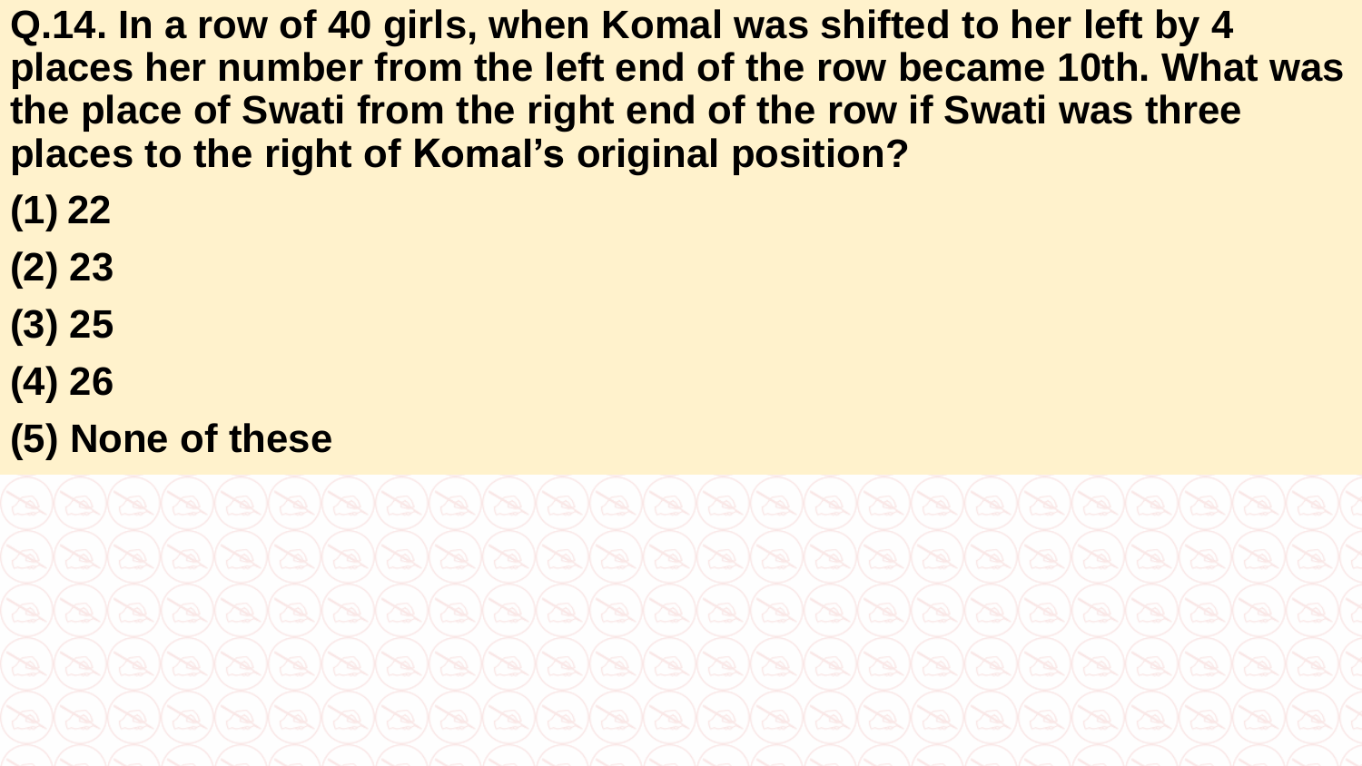**Q.14. In a row of 40 girls, when Komal was shifted to her left by 4 places her number from the left end of the row became 10th. What was the place of Swati from the right end of the row if Swati was three places to the right of Komal's original position?**

**(1) 22**

**(2) 23**

**(3) 25**

**(4) 26**

**(5) None of these**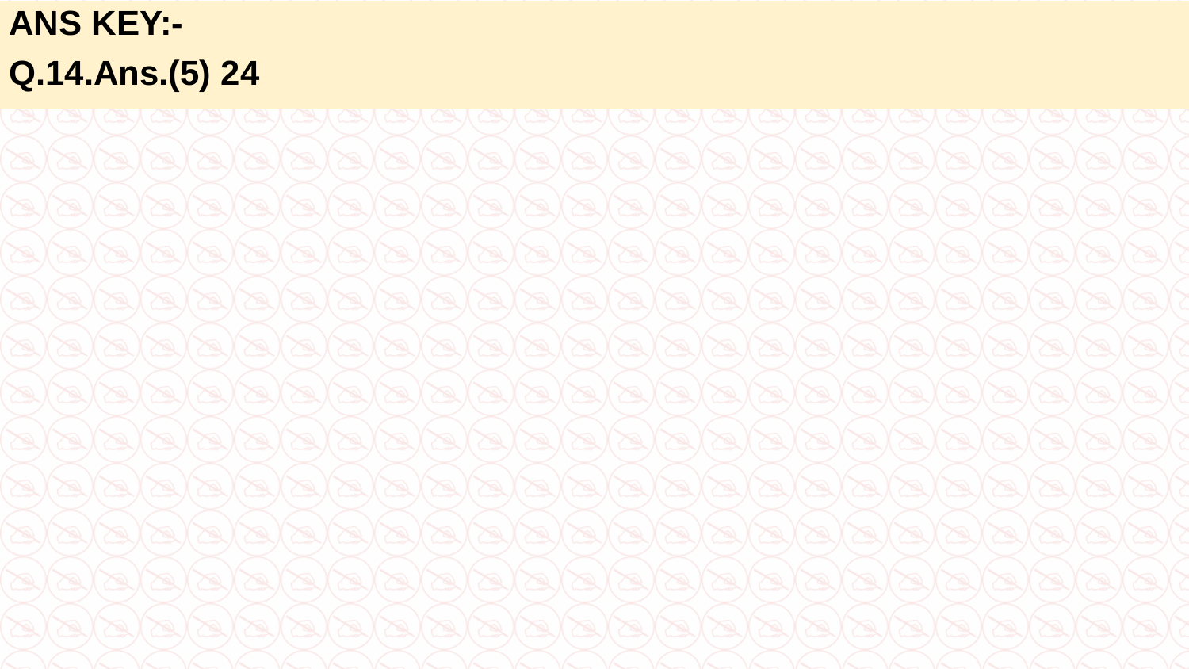**ANS KEY:-**

**Q.14.Ans.(5) 24**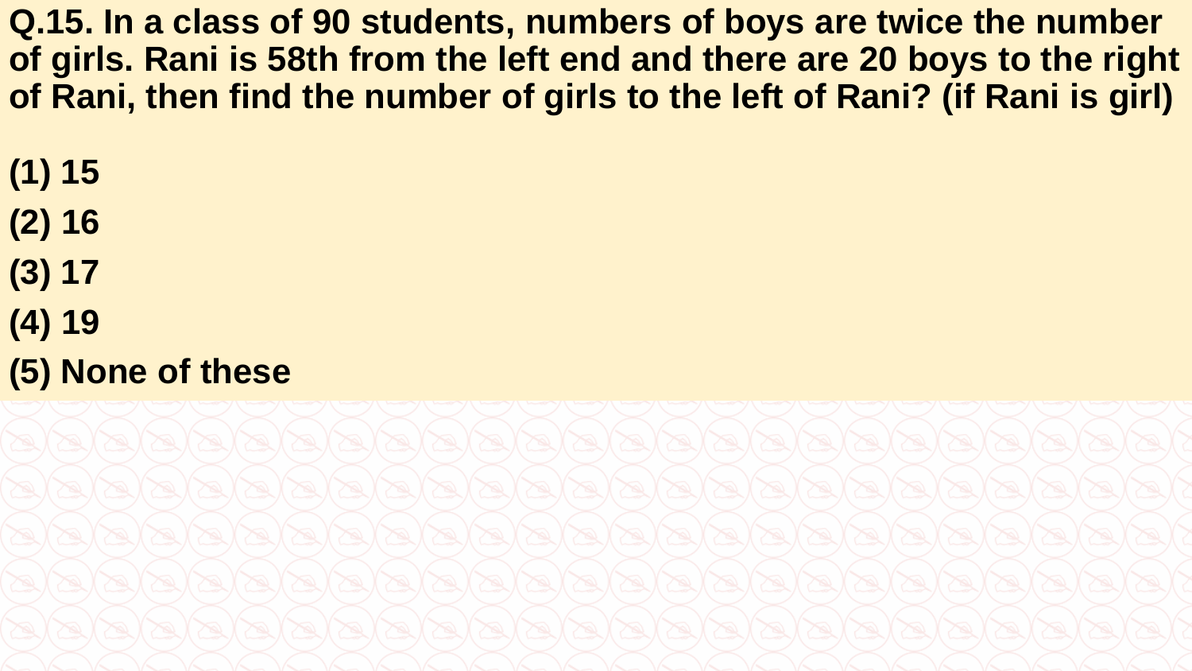**Q.15. In a class of 90 students, numbers of boys are twice the number of girls. Rani is 58th from the left end and there are 20 boys to the right of Rani, then find the number of girls to the left of Rani? (if Rani is girl)**

**(1) 15**

**(2) 16**

**(3) 17**

**(4) 19**

**(5) None of these**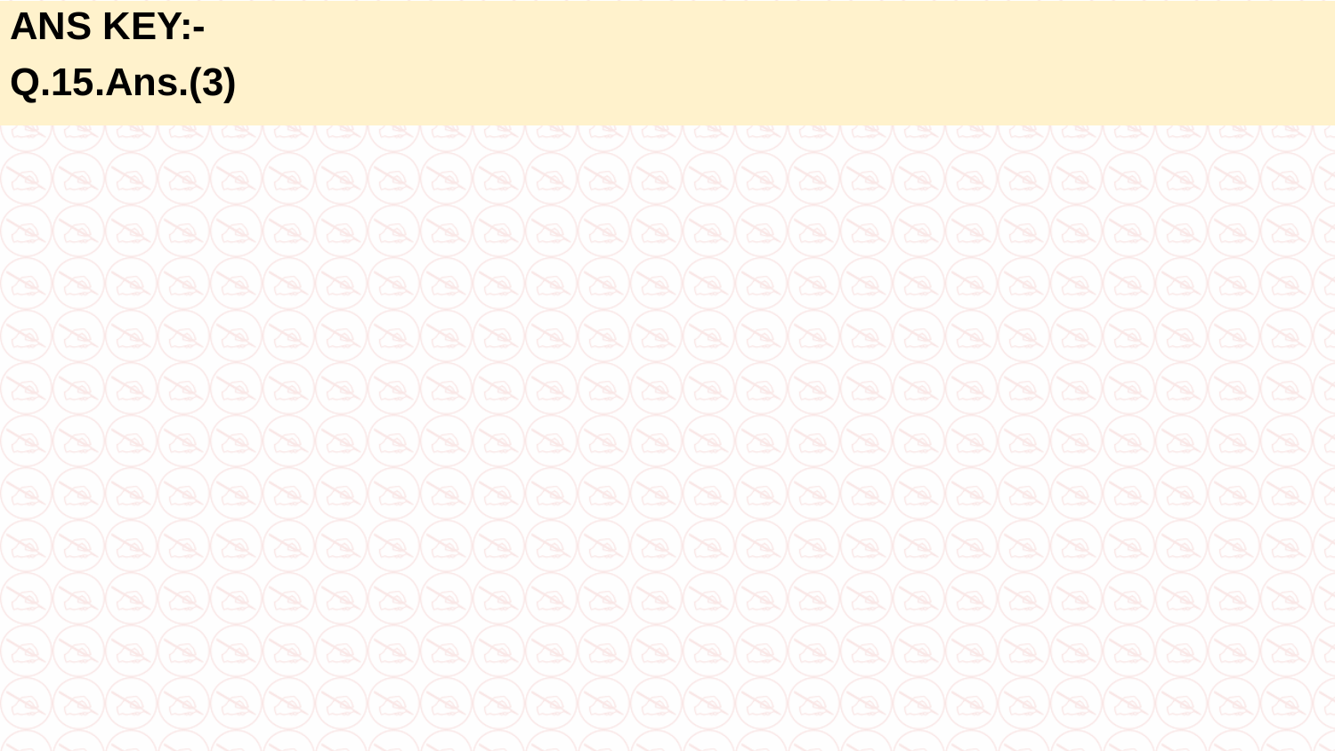**ANS KEY:-**

**Q.15.Ans.(3)**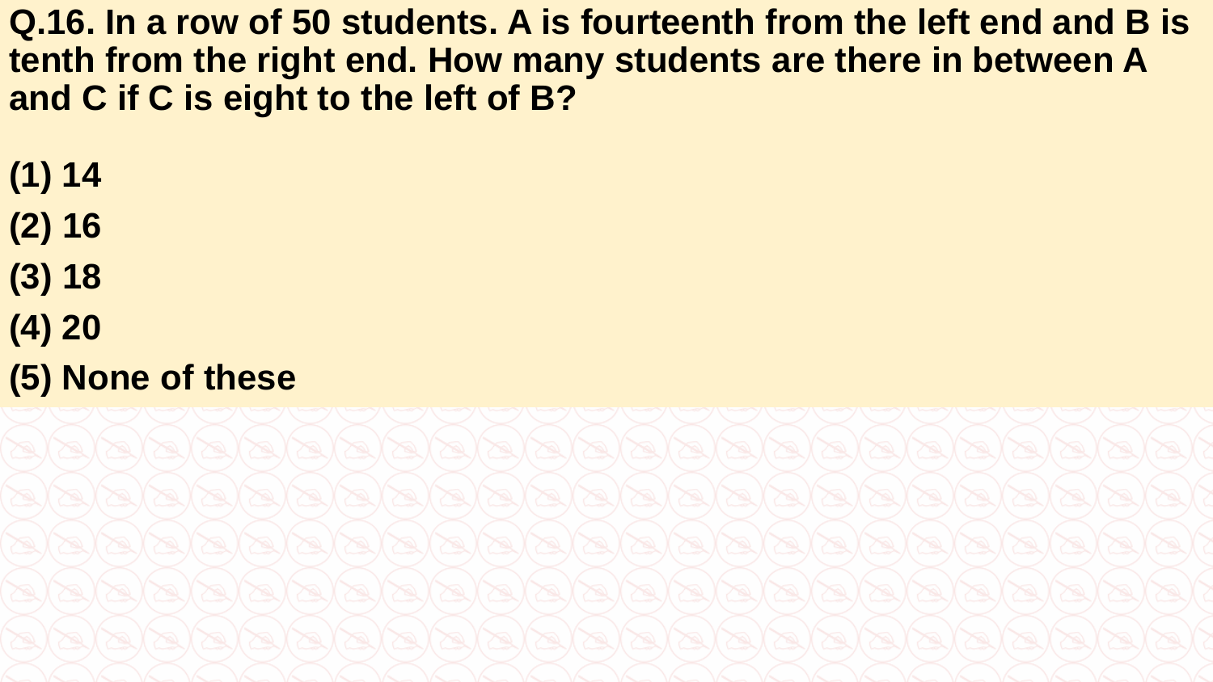**Q.16. In a row of 50 students. A is fourteenth from the left end and B is tenth from the right end. How many students are there in between A and C if C is eight to the left of B?**

**(1) 14**

**(2) 16**

**(3) 18**

**(4) 20**

**(5) None of these**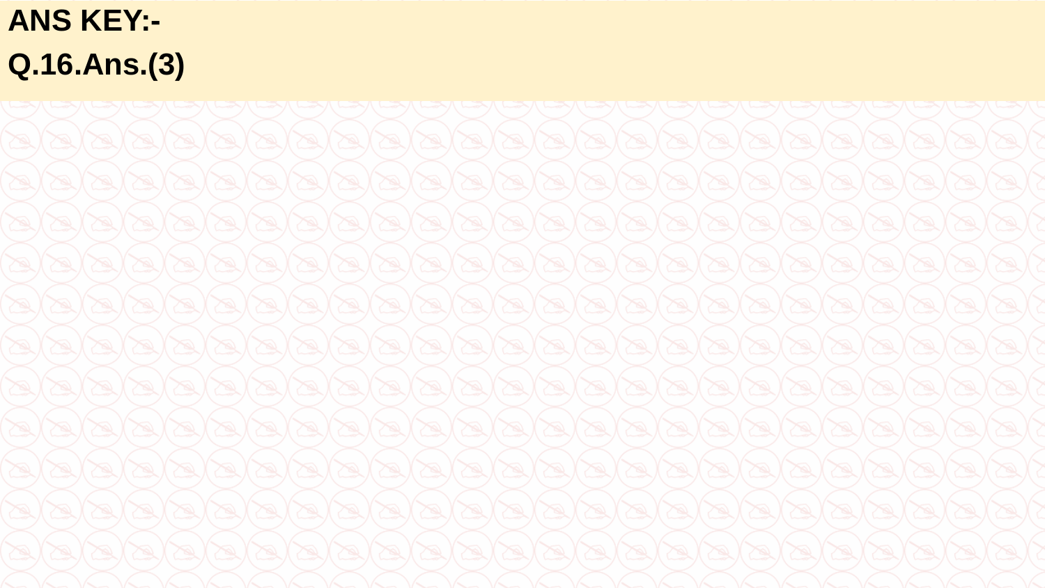**ANS KEY:-**

**Q.16.Ans.(3)**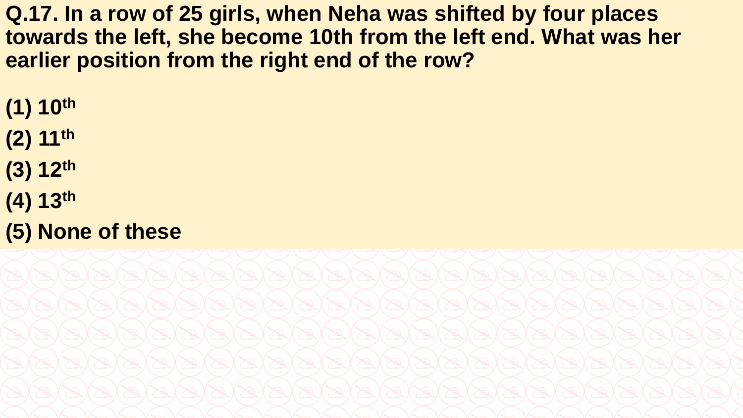**Q.17. In a row of 25 girls, when Neha was shifted by four places towards the left, she become 10th from the left end. What was her earlier position from the right end of the row?**

**(1) $10^{th}$**

**(2) $11^{th}$**

**(3) $12^{th}$**

**(4) $13^{th}$**

**(5) None of these**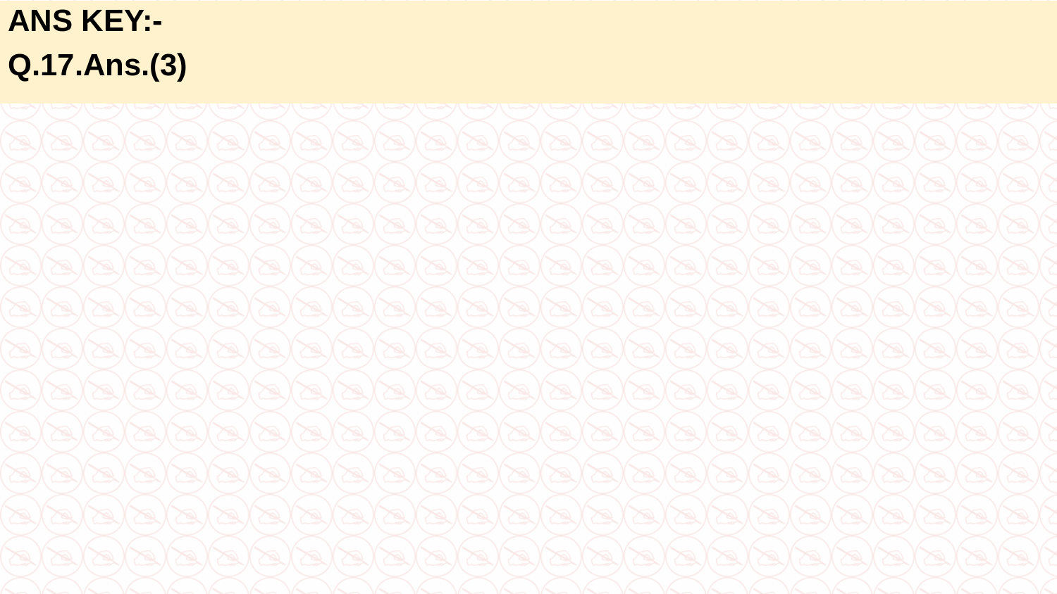**ANS KEY:-**

**Q.17.Ans.(3)**